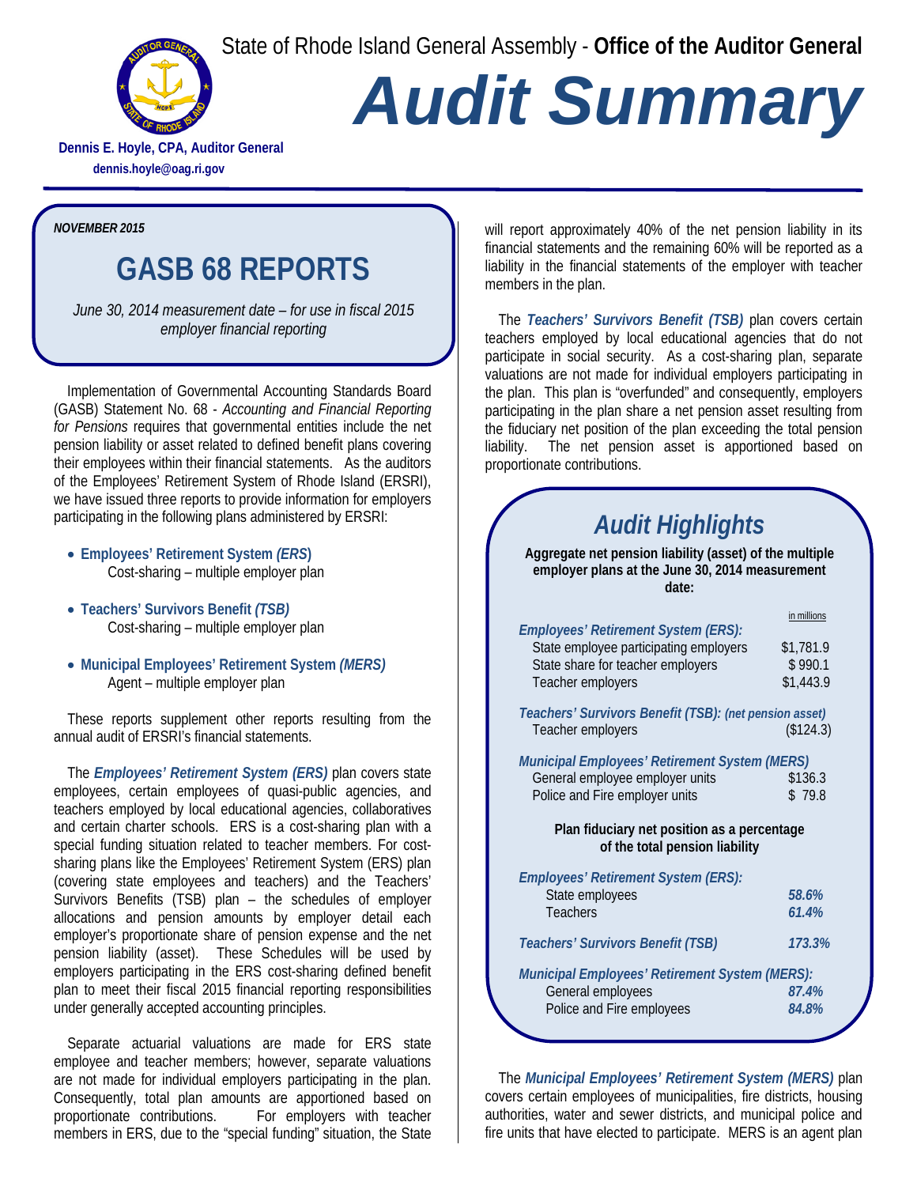State of Rhode Island General Assembly - **Office of the Auditor General**

# *Audit Summary*

**Dennis E. Hoyle, CPA, Auditor General**
**dennis.hoyle@oag.ri.gov**

***NOVEMBER 2015***

## GASB 68 REPORTS

*June 30, 2014 measurement date – for use in fiscal 2015 employer financial reporting*

Implementation of Governmental Accounting Standards Board (GASB) Statement No. 68 - *Accounting and Financial Reporting for Pensions* requires that governmental entities include the net pension liability or asset related to defined benefit plans covering their employees within their financial statements. As the auditors of the Employees' Retirement System of Rhode Island (ERSRI), we have issued three reports to provide information for employers participating in the following plans administered by ERSRI:

- **Employees' Retirement System *(ERS)***
  Cost-sharing – multiple employer plan
- **Teachers' Survivors Benefit *(TSB)***
  Cost-sharing – multiple employer plan
- **Municipal Employees' Retirement System *(MERS)***
  Agent – multiple employer plan

These reports supplement other reports resulting from the annual audit of ERSRI's financial statements.

The ***Employees' Retirement System (ERS)*** plan covers state employees, certain employees of quasi-public agencies, and teachers employed by local educational agencies, collaboratives and certain charter schools. ERS is a cost-sharing plan with a special funding situation related to teacher members. For cost-sharing plans like the Employees' Retirement System (ERS) plan (covering state employees and teachers) and the Teachers' Survivors Benefits (TSB) plan – the schedules of employer allocations and pension amounts by employer detail each employer's proportionate share of pension expense and the net pension liability (asset). These Schedules will be used by employers participating in the ERS cost-sharing defined benefit plan to meet their fiscal 2015 financial reporting responsibilities under generally accepted accounting principles.

Separate actuarial valuations are made for ERS state employee and teacher members; however, separate valuations are not made for individual employers participating in the plan. Consequently, total plan amounts are apportioned based on proportionate contributions. For employers with teacher members in ERS, due to the "special funding" situation, the State will report approximately 40% of the net pension liability in its financial statements and the remaining 60% will be reported as a liability in the financial statements of the employer with teacher members in the plan.

The ***Teachers' Survivors Benefit (TSB)*** plan covers certain teachers employed by local educational agencies that do not participate in social security. As a cost-sharing plan, separate valuations are not made for individual employers participating in the plan. This plan is "overfunded" and consequently, employers participating in the plan share a net pension asset resulting from the fiduciary net position of the plan exceeding the total pension liability. The net pension asset is apportioned based on proportionate contributions.

### *Audit Highlights*

**Aggregate net pension liability (asset) of the multiple employer plans at the June 30, 2014 measurement date:**

| | in millions |
|---|---|
| ***Employees' Retirement System (ERS):*** | |
| State employee participating employers | $1,781.9 |
| State share for teacher employers | $ 990.1 |
| Teacher employers | $1,443.9 |
| ***Teachers' Survivors Benefit (TSB): (net pension asset)*** | |
| Teacher employers | ($124.3) |
| ***Municipal Employees' Retirement System (MERS)*** | |
| General employee employer units | $136.3 |
| Police and Fire employer units | $ 79.8 |

**Plan fiduciary net position as a percentage of the total pension liability**

| | |
|---|---|
| ***Employees' Retirement System (ERS):*** | |
| State employees | ***58.6%*** |
| Teachers | ***61.4%*** |
| ***Teachers' Survivors Benefit (TSB)*** | ***173.3%*** |
| ***Municipal Employees' Retirement System (MERS):*** | |
| General employees | ***87.4%*** |
| Police and Fire employees | ***84.8%*** |

The ***Municipal Employees' Retirement System (MERS)*** plan covers certain employees of municipalities, fire districts, housing authorities, water and sewer districts, and municipal police and fire units that have elected to participate. MERS is an agent plan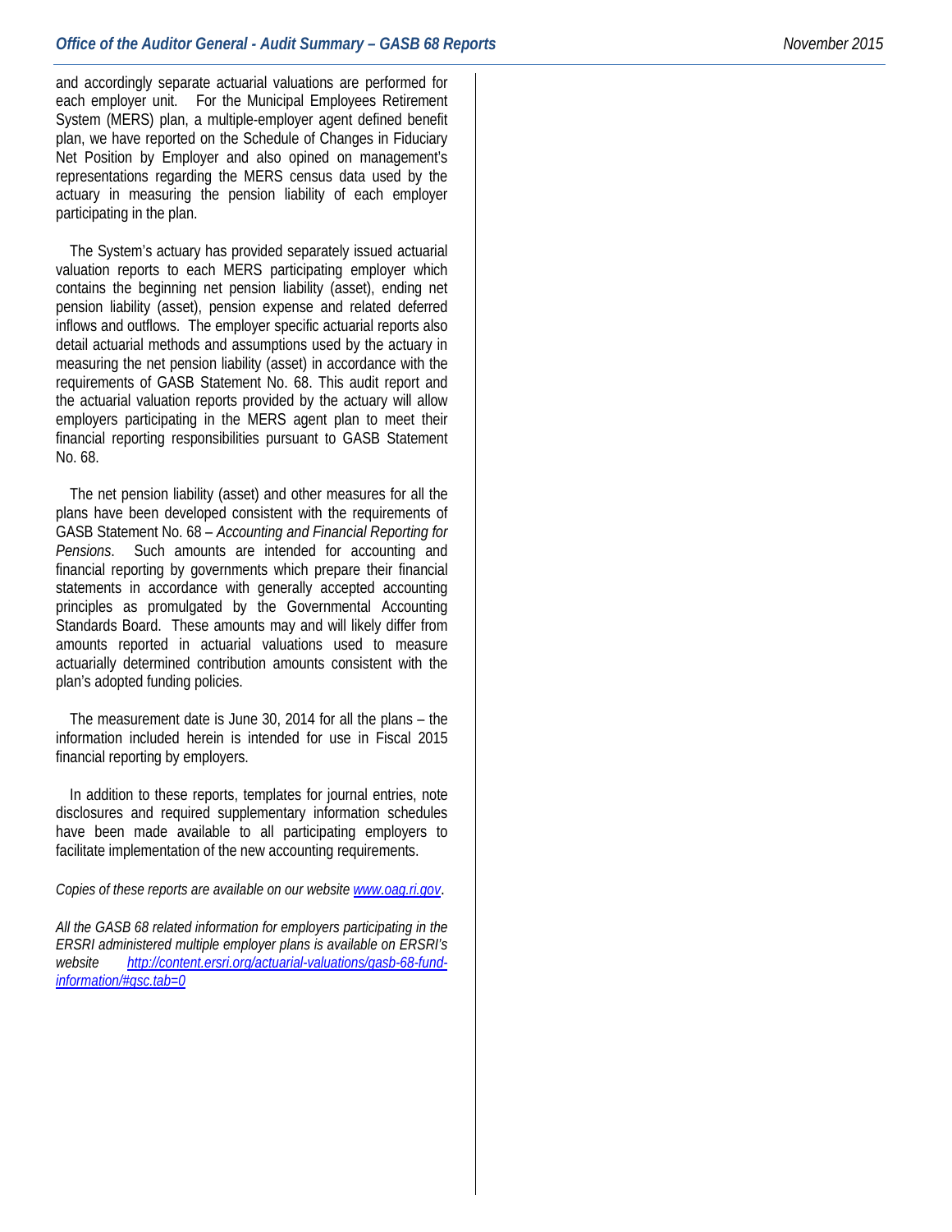and accordingly separate actuarial valuations are performed for each employer unit. For the Municipal Employees Retirement System (MERS) plan, a multiple-employer agent defined benefit plan, we have reported on the Schedule of Changes in Fiduciary Net Position by Employer and also opined on management's representations regarding the MERS census data used by the actuary in measuring the pension liability of each employer participating in the plan.

The System's actuary has provided separately issued actuarial valuation reports to each MERS participating employer which contains the beginning net pension liability (asset), ending net pension liability (asset), pension expense and related deferred inflows and outflows. The employer specific actuarial reports also detail actuarial methods and assumptions used by the actuary in measuring the net pension liability (asset) in accordance with the requirements of GASB Statement No. 68. This audit report and the actuarial valuation reports provided by the actuary will allow employers participating in the MERS agent plan to meet their financial reporting responsibilities pursuant to GASB Statement No. 68.

The net pension liability (asset) and other measures for all the plans have been developed consistent with the requirements of GASB Statement No. 68 – *Accounting and Financial Reporting for Pensions*. Such amounts are intended for accounting and financial reporting by governments which prepare their financial statements in accordance with generally accepted accounting principles as promulgated by the Governmental Accounting Standards Board. These amounts may and will likely differ from amounts reported in actuarial valuations used to measure actuarially determined contribution amounts consistent with the plan's adopted funding policies.

The measurement date is June 30, 2014 for all the plans – the information included herein is intended for use in Fiscal 2015 financial reporting by employers.

In addition to these reports, templates for journal entries, note disclosures and required supplementary information schedules have been made available to all participating employers to facilitate implementation of the new accounting requirements.

*Copies of these reports are available on our website [www.oag.ri.gov](http://www.oag.ri.gov).*

*All the GASB 68 related information for employers participating in the ERSRI administered multiple employer plans is available on ERSRI's website [http://content.ersri.org/actuarial-valuations/gasb-68-fund-information/#gsc.tab=0](http://content.ersri.org/actuarial-valuations/gasb-68-fund-information/#gsc.tab=0)*